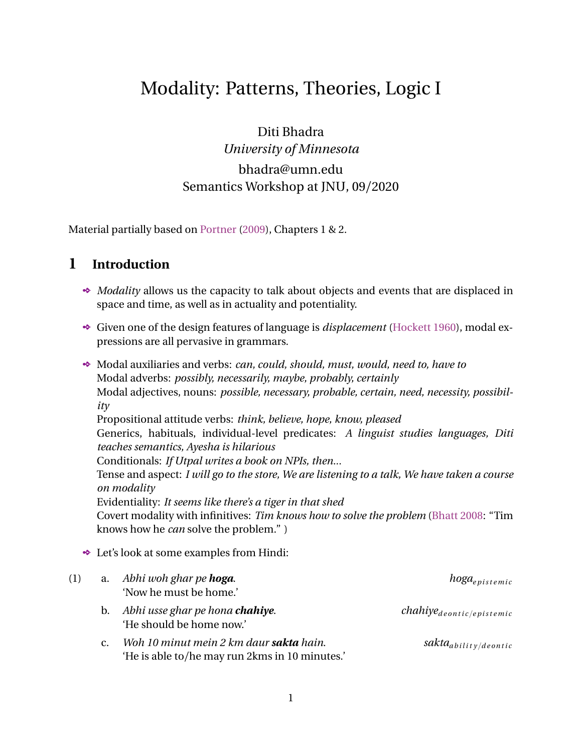# Modality: Patterns, Theories, Logic I

Diti Bhadra
*University of Minnesota*
bhadra@umn.edu
Semantics Workshop at JNU, 09/2020

Material partially based on Portner (2009), Chapters 1 & 2.

## 1 Introduction

- *Modality* allows us the capacity to talk about objects and events that are displaced in space and time, as well as in actuality and potentiality.
- Given one of the design features of language is *displacement* (Hockett 1960), modal expressions are all pervasive in grammars.
- Modal auxiliaries and verbs: *can, could, should, must, would, need to, have to*
  Modal adverbs: *possibly, necessarily, maybe, probably, certainly*
  Modal adjectives, nouns: *possible, necessary, probable, certain, need, necessity, possibility*
  Propositional attitude verbs: *think, believe, hope, know, pleased*
  Generics, habituals, individual-level predicates: *A linguist studies languages, Diti teaches semantics, Ayesha is hilarious*
  Conditionals: *If Utpal writes a book on NPIs, then...*
  Tense and aspect: *I will go to the store, We are listening to a talk, We have taken a course on modality*
  Evidentiality: *It seems like there's a tiger in that shed*
  Covert modality with infinitives: *Tim knows how to solve the problem* (Bhatt 2008: "Tim knows how he *can* solve the problem." )
- Let's look at some examples from Hindi:

(1) a. *Abhi woh ghar pe* ***hoga***. $\quad$ *hoga*$_{epistemic}$
'Now he must be home.'

b. *Abhi usse ghar pe hona* ***chahiye***. $\quad$ *chahiye*$_{deontic/epistemic}$
'He should be home now.'

c. *Woh 10 minut mein 2 km daur* ***sakta*** *hain*. $\quad$ *sakta*$_{ability/deontic}$
'He is able to/he may run 2kms in 10 minutes.'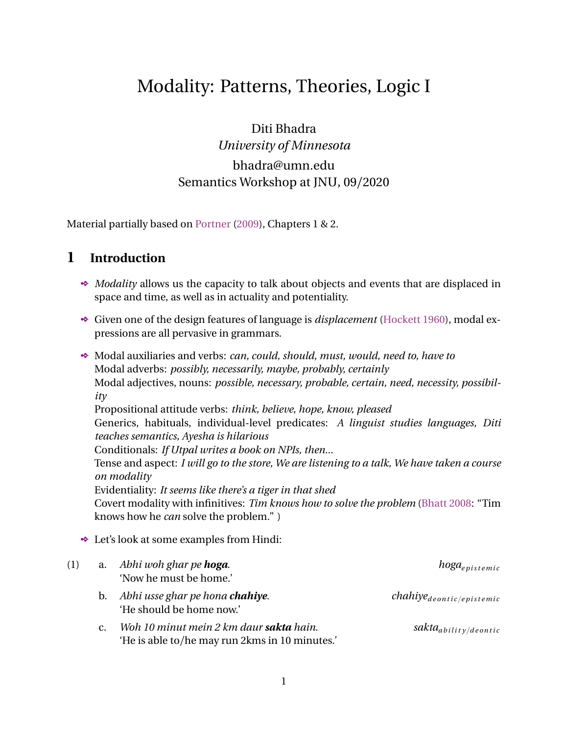# Modality: Patterns, Theories, Logic I

Diti Bhadra
*University of Minnesota*
bhadra@umn.edu
Semantics Workshop at JNU, 09/2020

Material partially based on Portner (2009), Chapters 1 & 2.

## 1 Introduction

- *Modality* allows us the capacity to talk about objects and events that are displaced in space and time, as well as in actuality and potentiality.
- Given one of the design features of language is *displacement* (Hockett 1960), modal expressions are all pervasive in grammars.
- Modal auxiliaries and verbs: *can, could, should, must, would, need to, have to*
  Modal adverbs: *possibly, necessarily, maybe, probably, certainly*
  Modal adjectives, nouns: *possible, necessary, probable, certain, need, necessity, possibility*
  Propositional attitude verbs: *think, believe, hope, know, pleased*
  Generics, habituals, individual-level predicates: *A linguist studies languages, Diti teaches semantics, Ayesha is hilarious*
  Conditionals: *If Utpal writes a book on NPIs, then...*
  Tense and aspect: *I will go to the store, We are listening to a talk, We have taken a course on modality*
  Evidentiality: *It seems like there's a tiger in that shed*
  Covert modality with infinitives: *Tim knows how to solve the problem* (Bhatt 2008: "Tim knows how he *can* solve the problem." )
- Let's look at some examples from Hindi:

(1) a. *Abhi woh ghar pe **hoga**.* — *hoga*$_{epistemic}$
'Now he must be home.'

b. *Abhi usse ghar pe hona **chahiye**.* — *chahiye*$_{deontic/epistemic}$
'He should be home now.'

c. *Woh 10 minut mein 2 km daur **sakta** hain.* — *sakta*$_{ability/deontic}$
'He is able to/he may run 2kms in 10 minutes.'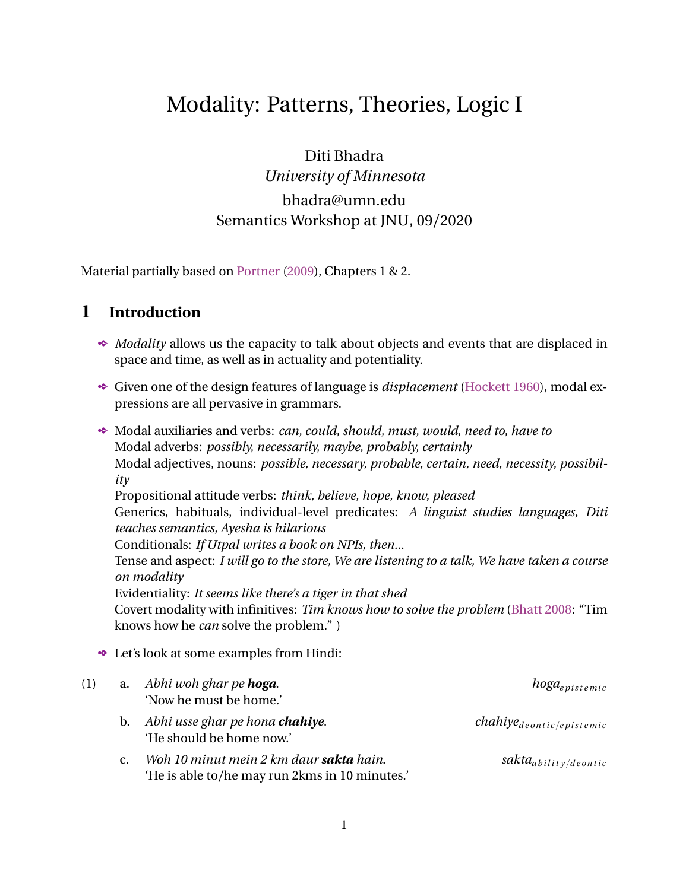# Modality: Patterns, Theories, Logic I

Diti Bhadra
*University of Minnesota*
bhadra@umn.edu
Semantics Workshop at JNU, 09/2020

Material partially based on Portner (2009), Chapters 1 & 2.

## 1 Introduction

- *Modality* allows us the capacity to talk about objects and events that are displaced in space and time, as well as in actuality and potentiality.
- Given one of the design features of language is *displacement* (Hockett 1960), modal expressions are all pervasive in grammars.
- Modal auxiliaries and verbs: *can, could, should, must, would, need to, have to*
  Modal adverbs: *possibly, necessarily, maybe, probably, certainly*
  Modal adjectives, nouns: *possible, necessary, probable, certain, need, necessity, possibility*
  Propositional attitude verbs: *think, believe, hope, know, pleased*
  Generics, habituals, individual-level predicates: *A linguist studies languages, Diti teaches semantics, Ayesha is hilarious*
  Conditionals: *If Utpal writes a book on NPIs, then...*
  Tense and aspect: *I will go to the store, We are listening to a talk, We have taken a course on modality*
  Evidentiality: *It seems like there's a tiger in that shed*
  Covert modality with infinitives: *Tim knows how to solve the problem* (Bhatt 2008: "Tim knows how he *can* solve the problem." )
- Let's look at some examples from Hindi:

(1)
a. *Abhi woh ghar pe* ***hoga***. — *hoga*$_{epistemic}$
'Now he must be home.'

b. *Abhi usse ghar pe hona* ***chahiye***. — *chahiye*$_{deontic/epistemic}$
'He should be home now.'

c. *Woh 10 minut mein 2 km daur* ***sakta*** *hain*. — *sakta*$_{ability/deontic}$
'He is able to/he may run 2kms in 10 minutes.'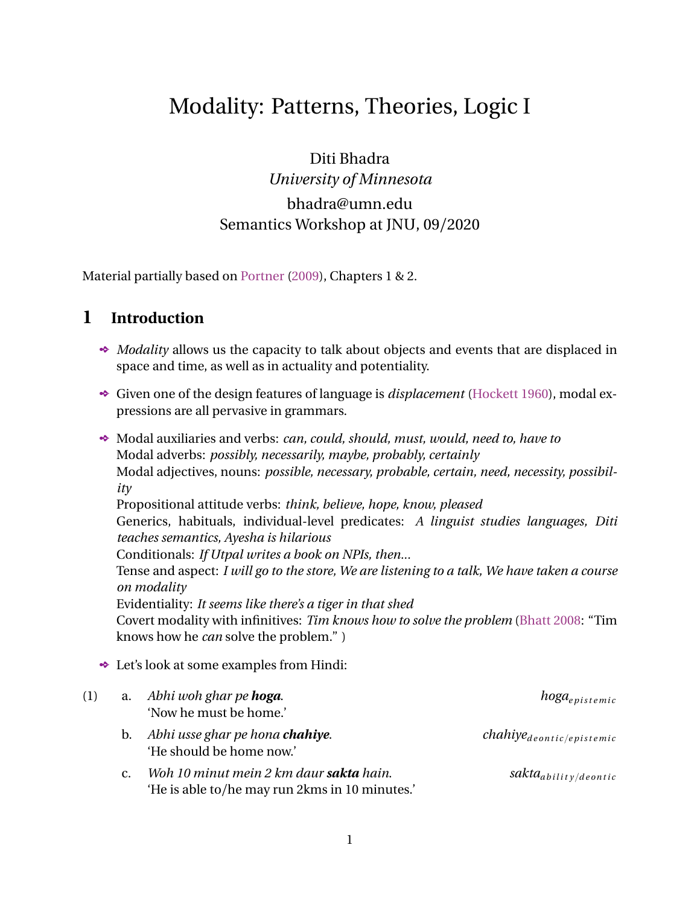# Modality: Patterns, Theories, Logic I

Diti Bhadra
*University of Minnesota*
bhadra@umn.edu
Semantics Workshop at JNU, 09/2020

Material partially based on Portner (2009), Chapters 1 & 2.

## 1 Introduction

- *Modality* allows us the capacity to talk about objects and events that are displaced in space and time, as well as in actuality and potentiality.
- Given one of the design features of language is *displacement* (Hockett 1960), modal expressions are all pervasive in grammars.
- Modal auxiliaries and verbs: *can, could, should, must, would, need to, have to*
  Modal adverbs: *possibly, necessarily, maybe, probably, certainly*
  Modal adjectives, nouns: *possible, necessary, probable, certain, need, necessity, possibility*
  Propositional attitude verbs: *think, believe, hope, know, pleased*
  Generics, habituals, individual-level predicates: *A linguist studies languages, Diti teaches semantics, Ayesha is hilarious*
  Conditionals: *If Utpal writes a book on NPIs, then...*
  Tense and aspect: *I will go to the store, We are listening to a talk, We have taken a course on modality*
  Evidentiality: *It seems like there's a tiger in that shed*
  Covert modality with infinitives: *Tim knows how to solve the problem* (Bhatt 2008: "Tim knows how he *can* solve the problem." )
- Let's look at some examples from Hindi:

(1)
a. *Abhi woh ghar pe* ***hoga***. $\qquad$ *hoga*$_{epistemic}$
'Now he must be home.'

b. *Abhi usse ghar pe hona* ***chahiye***. $\qquad$ *chahiye*$_{deontic/epistemic}$
'He should be home now.'

c. *Woh 10 minut mein 2 km daur* ***sakta*** *hain*. $\qquad$ *sakta*$_{ability/deontic}$
'He is able to/he may run 2kms in 10 minutes.'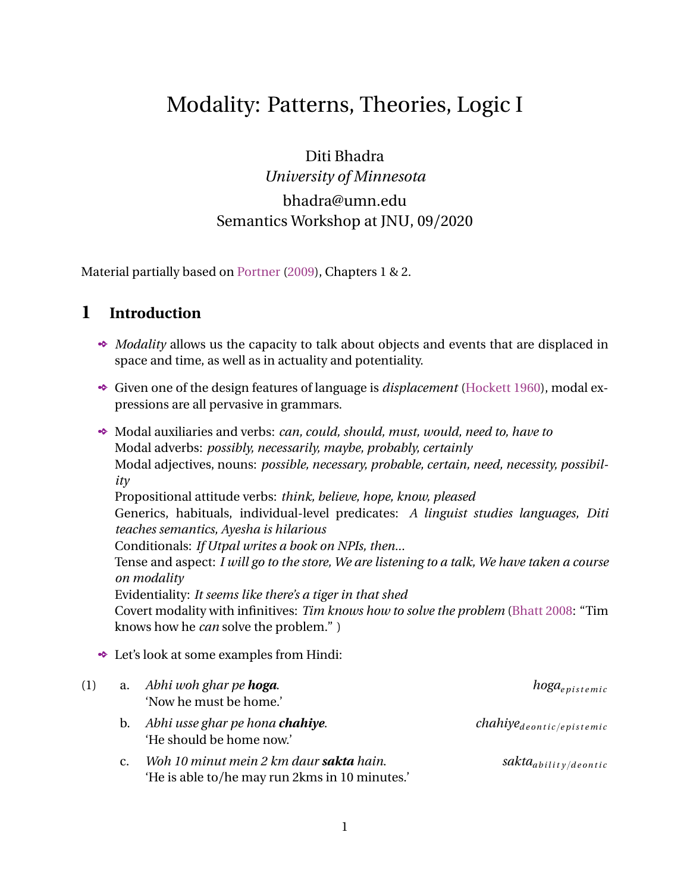# Modality: Patterns, Theories, Logic I

Diti Bhadra
*University of Minnesota*
bhadra@umn.edu
Semantics Workshop at JNU, 09/2020

Material partially based on Portner (2009), Chapters 1 & 2.

## 1 Introduction

- *Modality* allows us the capacity to talk about objects and events that are displaced in space and time, as well as in actuality and potentiality.
- Given one of the design features of language is *displacement* (Hockett 1960), modal expressions are all pervasive in grammars.
- Modal auxiliaries and verbs: *can, could, should, must, would, need to, have to*
  Modal adverbs: *possibly, necessarily, maybe, probably, certainly*
  Modal adjectives, nouns: *possible, necessary, probable, certain, need, necessity, possibility*
  Propositional attitude verbs: *think, believe, hope, know, pleased*
  Generics, habituals, individual-level predicates: *A linguist studies languages, Diti teaches semantics, Ayesha is hilarious*
  Conditionals: *If Utpal writes a book on NPIs, then...*
  Tense and aspect: *I will go to the store, We are listening to a talk, We have taken a course on modality*
  Evidentiality: *It seems like there's a tiger in that shed*
  Covert modality with infinitives: *Tim knows how to solve the problem* (Bhatt 2008: "Tim knows how he *can* solve the problem." )
- Let's look at some examples from Hindi:

(1) a. *Abhi woh ghar pe* ***hoga***. $\quad$ *hoga*$_{epistemic}$
'Now he must be home.'

b. *Abhi usse ghar pe hona* ***chahiye***. $\quad$ *chahiye*$_{deontic/epistemic}$
'He should be home now.'

c. *Woh 10 minut mein 2 km daur* ***sakta*** *hain*. $\quad$ *sakta*$_{ability/deontic}$
'He is able to/he may run 2kms in 10 minutes.'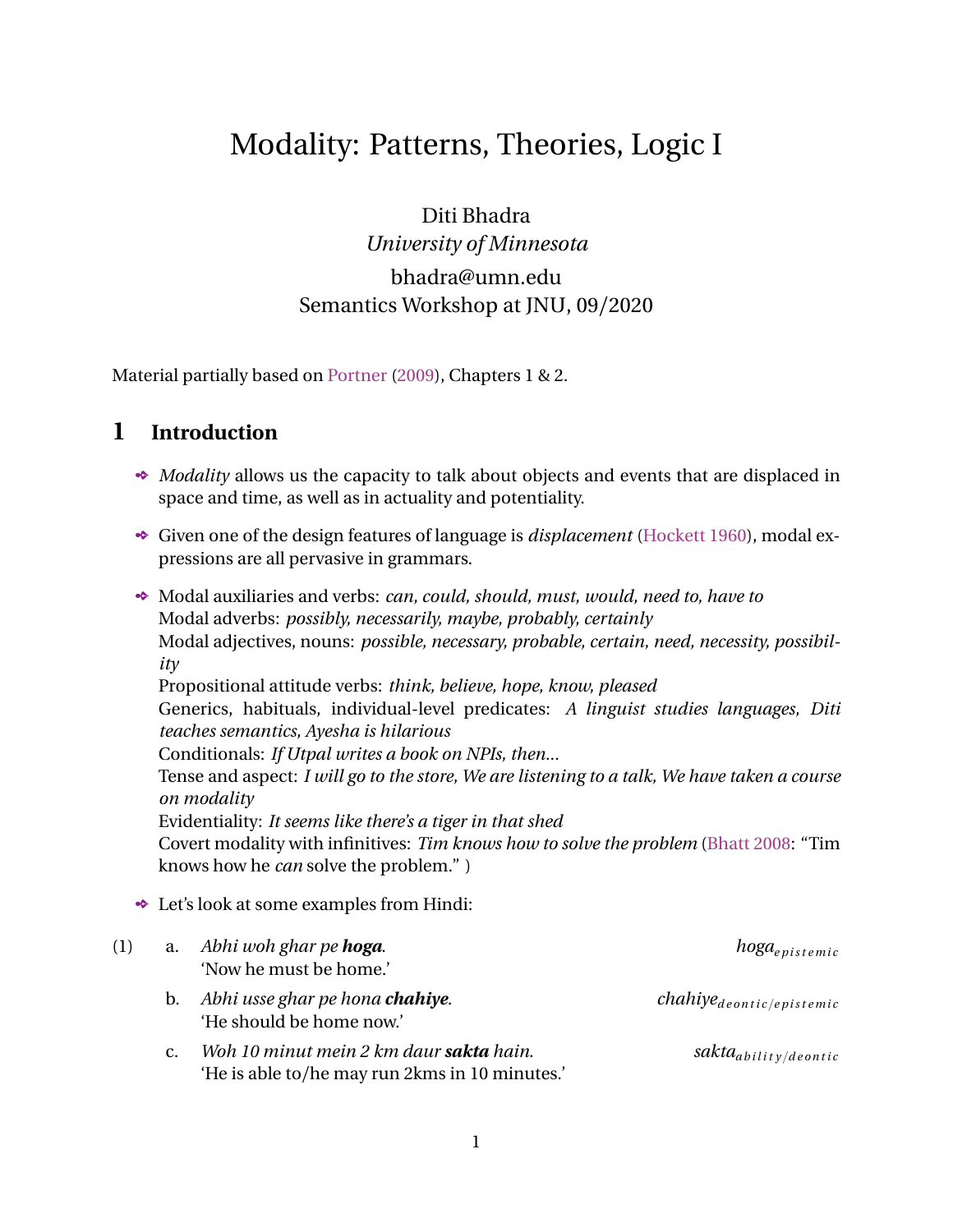# Modality: Patterns, Theories, Logic I

Diti Bhadra
*University of Minnesota*
bhadra@umn.edu
Semantics Workshop at JNU, 09/2020

Material partially based on Portner (2009), Chapters 1 & 2.

## 1 Introduction

- *Modality* allows us the capacity to talk about objects and events that are displaced in space and time, as well as in actuality and potentiality.
- Given one of the design features of language is *displacement* (Hockett 1960), modal expressions are all pervasive in grammars.
- Modal auxiliaries and verbs: *can, could, should, must, would, need to, have to*
  Modal adverbs: *possibly, necessarily, maybe, probably, certainly*
  Modal adjectives, nouns: *possible, necessary, probable, certain, need, necessity, possibility*
  Propositional attitude verbs: *think, believe, hope, know, pleased*
  Generics, habituals, individual-level predicates: *A linguist studies languages, Diti teaches semantics, Ayesha is hilarious*
  Conditionals: *If Utpal writes a book on NPIs, then...*
  Tense and aspect: *I will go to the store, We are listening to a talk, We have taken a course on modality*
  Evidentiality: *It seems like there's a tiger in that shed*
  Covert modality with infinitives: *Tim knows how to solve the problem* (Bhatt 2008: "Tim knows how he *can* solve the problem." )
- Let's look at some examples from Hindi:

(1) a. *Abhi woh ghar pe* ***hoga****.* $\quad$ *hoga*$_{epistemic}$
'Now he must be home.'

b. *Abhi usse ghar pe hona* ***chahiye****.* $\quad$ *chahiye*$_{deontic/epistemic}$
'He should be home now.'

c. *Woh 10 minut mein 2 km daur* ***sakta*** *hain.* $\quad$ *sakta*$_{ability/deontic}$
'He is able to/he may run 2kms in 10 minutes.'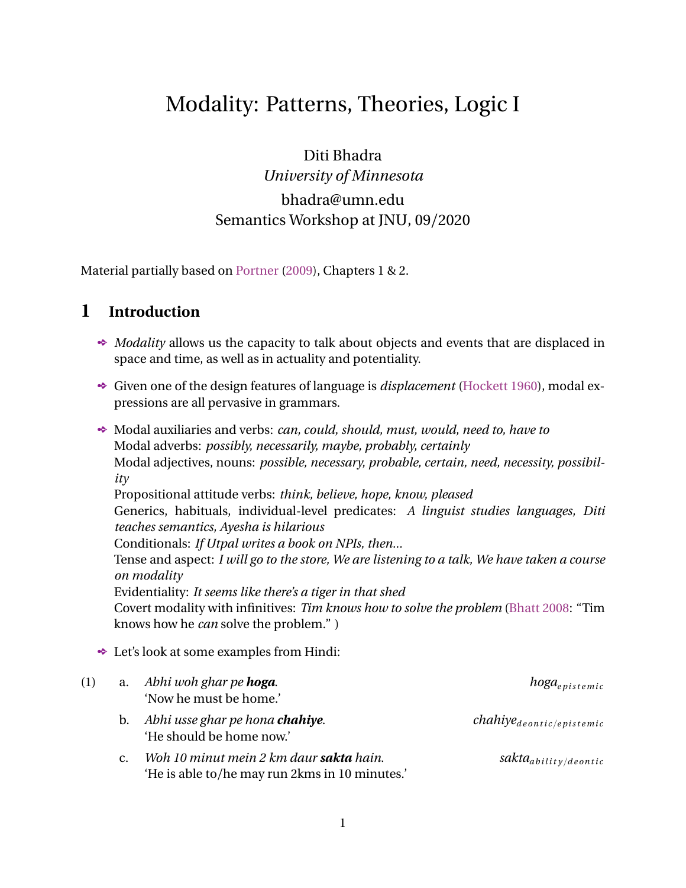# Modality: Patterns, Theories, Logic I

Diti Bhadra
*University of Minnesota*
bhadra@umn.edu
Semantics Workshop at JNU, 09/2020

Material partially based on Portner (2009), Chapters 1 & 2.

## 1 Introduction

- *Modality* allows us the capacity to talk about objects and events that are displaced in space and time, as well as in actuality and potentiality.
- Given one of the design features of language is *displacement* (Hockett 1960), modal expressions are all pervasive in grammars.
- Modal auxiliaries and verbs: *can, could, should, must, would, need to, have to*
  Modal adverbs: *possibly, necessarily, maybe, probably, certainly*
  Modal adjectives, nouns: *possible, necessary, probable, certain, need, necessity, possibility*
  Propositional attitude verbs: *think, believe, hope, know, pleased*
  Generics, habituals, individual-level predicates: *A linguist studies languages, Diti teaches semantics, Ayesha is hilarious*
  Conditionals: *If Utpal writes a book on NPIs, then...*
  Tense and aspect: *I will go to the store, We are listening to a talk, We have taken a course on modality*
  Evidentiality: *It seems like there's a tiger in that shed*
  Covert modality with infinitives: *Tim knows how to solve the problem* (Bhatt 2008: "Tim knows how he *can* solve the problem." )
- Let's look at some examples from Hindi:

(1) a. *Abhi woh ghar pe* ***hoga***. $\quad$ *hoga*$_{epistemic}$
'Now he must be home.'

b. *Abhi usse ghar pe hona* ***chahiye***. $\quad$ *chahiye*$_{deontic/epistemic}$
'He should be home now.'

c. *Woh 10 minut mein 2 km daur* ***sakta*** *hain*. $\quad$ *sakta*$_{ability/deontic}$
'He is able to/he may run 2kms in 10 minutes.'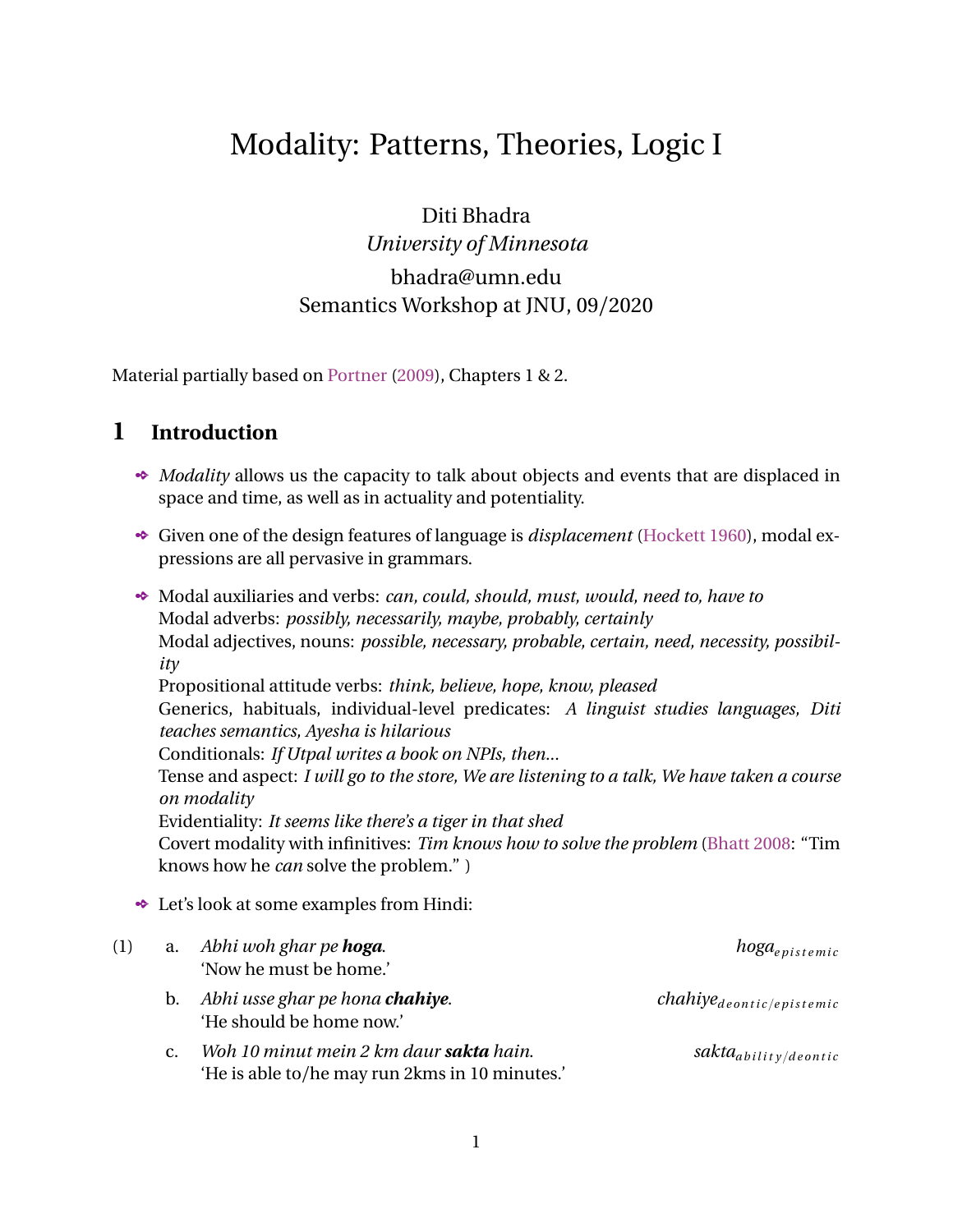# Modality: Patterns, Theories, Logic I

Diti Bhadra
*University of Minnesota*
bhadra@umn.edu
Semantics Workshop at JNU, 09/2020

Material partially based on Portner (2009), Chapters 1 & 2.

## 1 Introduction

- *Modality* allows us the capacity to talk about objects and events that are displaced in space and time, as well as in actuality and potentiality.
- Given one of the design features of language is *displacement* (Hockett 1960), modal expressions are all pervasive in grammars.
- Modal auxiliaries and verbs: *can, could, should, must, would, need to, have to*
  Modal adverbs: *possibly, necessarily, maybe, probably, certainly*
  Modal adjectives, nouns: *possible, necessary, probable, certain, need, necessity, possibility*
  Propositional attitude verbs: *think, believe, hope, know, pleased*
  Generics, habituals, individual-level predicates: *A linguist studies languages, Diti teaches semantics, Ayesha is hilarious*
  Conditionals: *If Utpal writes a book on NPIs, then...*
  Tense and aspect: *I will go to the store, We are listening to a talk, We have taken a course on modality*
  Evidentiality: *It seems like there's a tiger in that shed*
  Covert modality with infinitives: *Tim knows how to solve the problem* (Bhatt 2008: "Tim knows how he *can* solve the problem." )
- Let's look at some examples from Hindi:

(1)
a. *Abhi woh ghar pe* ***hoga****.* $\quad$ *hoga*$_{epistemic}$
'Now he must be home.'

b. *Abhi usse ghar pe hona* ***chahiye****.* $\quad$ *chahiye*$_{deontic/epistemic}$
'He should be home now.'

c. *Woh 10 minut mein 2 km daur* ***sakta*** *hain.* $\quad$ *sakta*$_{ability/deontic}$
'He is able to/he may run 2kms in 10 minutes.'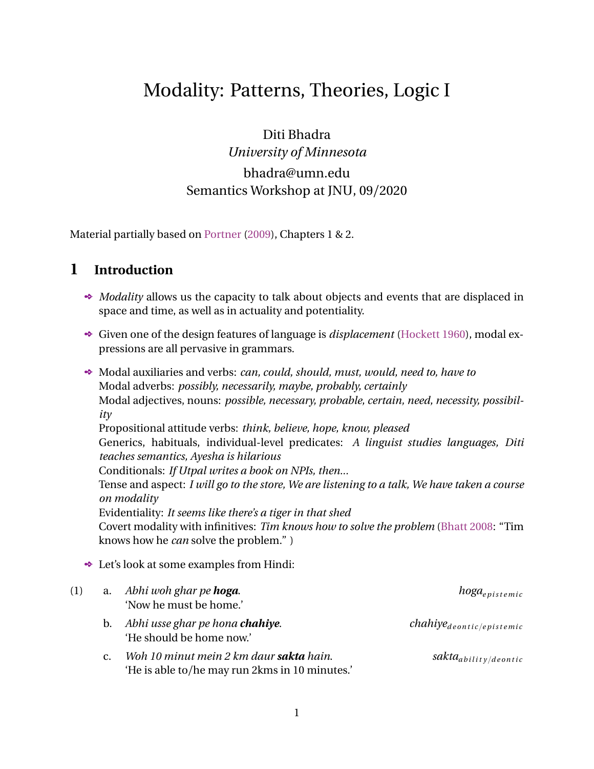# Modality: Patterns, Theories, Logic I

Diti Bhadra
*University of Minnesota*
bhadra@umn.edu
Semantics Workshop at JNU, 09/2020

Material partially based on Portner (2009), Chapters 1 & 2.

## 1 Introduction

- *Modality* allows us the capacity to talk about objects and events that are displaced in space and time, as well as in actuality and potentiality.
- Given one of the design features of language is *displacement* (Hockett 1960), modal expressions are all pervasive in grammars.
- Modal auxiliaries and verbs: *can, could, should, must, would, need to, have to*
  Modal adverbs: *possibly, necessarily, maybe, probably, certainly*
  Modal adjectives, nouns: *possible, necessary, probable, certain, need, necessity, possibility*
  Propositional attitude verbs: *think, believe, hope, know, pleased*
  Generics, habituals, individual-level predicates: *A linguist studies languages, Diti teaches semantics, Ayesha is hilarious*
  Conditionals: *If Utpal writes a book on NPIs, then...*
  Tense and aspect: *I will go to the store, We are listening to a talk, We have taken a course on modality*
  Evidentiality: *It seems like there's a tiger in that shed*
  Covert modality with infinitives: *Tim knows how to solve the problem* (Bhatt 2008: "Tim knows how he *can* solve the problem." )
- Let's look at some examples from Hindi:

(1) a. *Abhi woh ghar pe* ***hoga****.* $\qquad$ *hoga*$_{epistemic}$
'Now he must be home.'

b. *Abhi usse ghar pe hona* ***chahiye****.* $\qquad$ *chahiye*$_{deontic/epistemic}$
'He should be home now.'

c. *Woh 10 minut mein 2 km daur* ***sakta*** *hain.* $\qquad$ *sakta*$_{ability/deontic}$
'He is able to/he may run 2kms in 10 minutes.'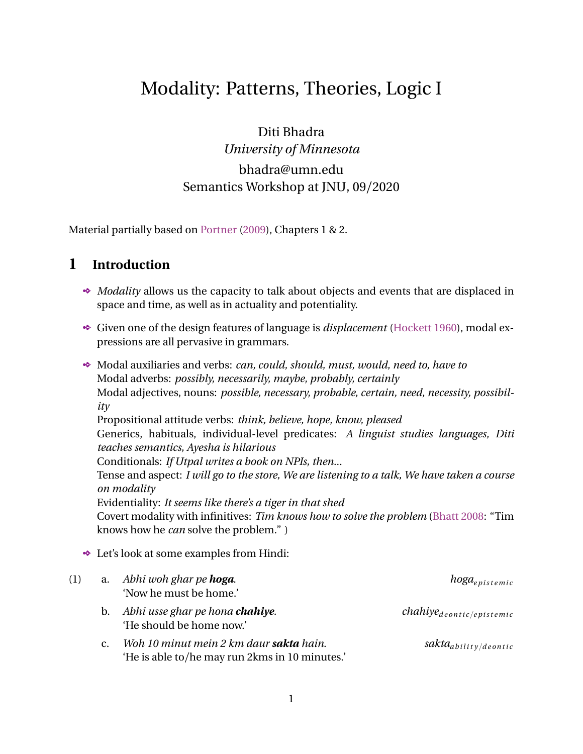# Modality: Patterns, Theories, Logic I

Diti Bhadra
*University of Minnesota*
bhadra@umn.edu
Semantics Workshop at JNU, 09/2020

Material partially based on Portner (2009), Chapters 1 & 2.

## 1 Introduction

- *Modality* allows us the capacity to talk about objects and events that are displaced in space and time, as well as in actuality and potentiality.
- Given one of the design features of language is *displacement* (Hockett 1960), modal expressions are all pervasive in grammars.
- Modal auxiliaries and verbs: *can, could, should, must, would, need to, have to*
  Modal adverbs: *possibly, necessarily, maybe, probably, certainly*
  Modal adjectives, nouns: *possible, necessary, probable, certain, need, necessity, possibility*
  Propositional attitude verbs: *think, believe, hope, know, pleased*
  Generics, habituals, individual-level predicates: *A linguist studies languages, Diti teaches semantics, Ayesha is hilarious*
  Conditionals: *If Utpal writes a book on NPIs, then...*
  Tense and aspect: *I will go to the store, We are listening to a talk, We have taken a course on modality*
  Evidentiality: *It seems like there's a tiger in that shed*
  Covert modality with infinitives: *Tim knows how to solve the problem* (Bhatt 2008: "Tim knows how he *can* solve the problem." )
- Let's look at some examples from Hindi:

(1) a. *Abhi woh ghar pe* ***hoga***. $\qquad$ *hoga*$_{epistemic}$
'Now he must be home.'

b. *Abhi usse ghar pe hona* ***chahiye***. $\qquad$ *chahiye*$_{deontic/epistemic}$
'He should be home now.'

c. *Woh 10 minut mein 2 km daur* ***sakta*** *hain*. $\qquad$ *sakta*$_{ability/deontic}$
'He is able to/he may run 2kms in 10 minutes.'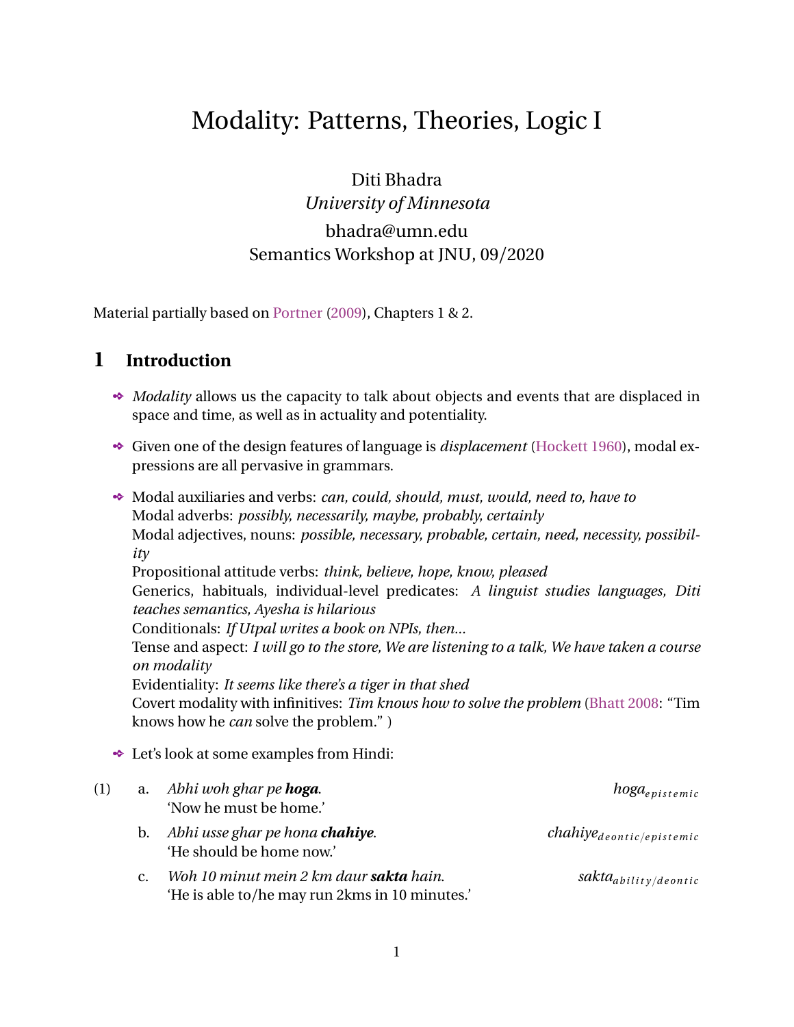# Modality: Patterns, Theories, Logic I

Diti Bhadra
*University of Minnesota*
bhadra@umn.edu
Semantics Workshop at JNU, 09/2020

Material partially based on Portner (2009), Chapters 1 & 2.

## 1 Introduction

- *Modality* allows us the capacity to talk about objects and events that are displaced in space and time, as well as in actuality and potentiality.
- Given one of the design features of language is *displacement* (Hockett 1960), modal expressions are all pervasive in grammars.
- Modal auxiliaries and verbs: *can, could, should, must, would, need to, have to*
  Modal adverbs: *possibly, necessarily, maybe, probably, certainly*
  Modal adjectives, nouns: *possible, necessary, probable, certain, need, necessity, possibility*
  Propositional attitude verbs: *think, believe, hope, know, pleased*
  Generics, habituals, individual-level predicates: *A linguist studies languages, Diti teaches semantics, Ayesha is hilarious*
  Conditionals: *If Utpal writes a book on NPIs, then...*
  Tense and aspect: *I will go to the store, We are listening to a talk, We have taken a course on modality*
  Evidentiality: *It seems like there's a tiger in that shed*
  Covert modality with infinitives: *Tim knows how to solve the problem* (Bhatt 2008: "Tim knows how he *can* solve the problem." )
- Let's look at some examples from Hindi:

(1) a. *Abhi woh ghar pe **hoga**.* — $hoga_{epistemic}$
'Now he must be home.'

b. *Abhi usse ghar pe hona **chahiye**.* — $chahiye_{deontic/epistemic}$
'He should be home now.'

c. *Woh 10 minut mein 2 km daur **sakta** hain.* — $sakta_{ability/deontic}$
'He is able to/he may run 2kms in 10 minutes.'